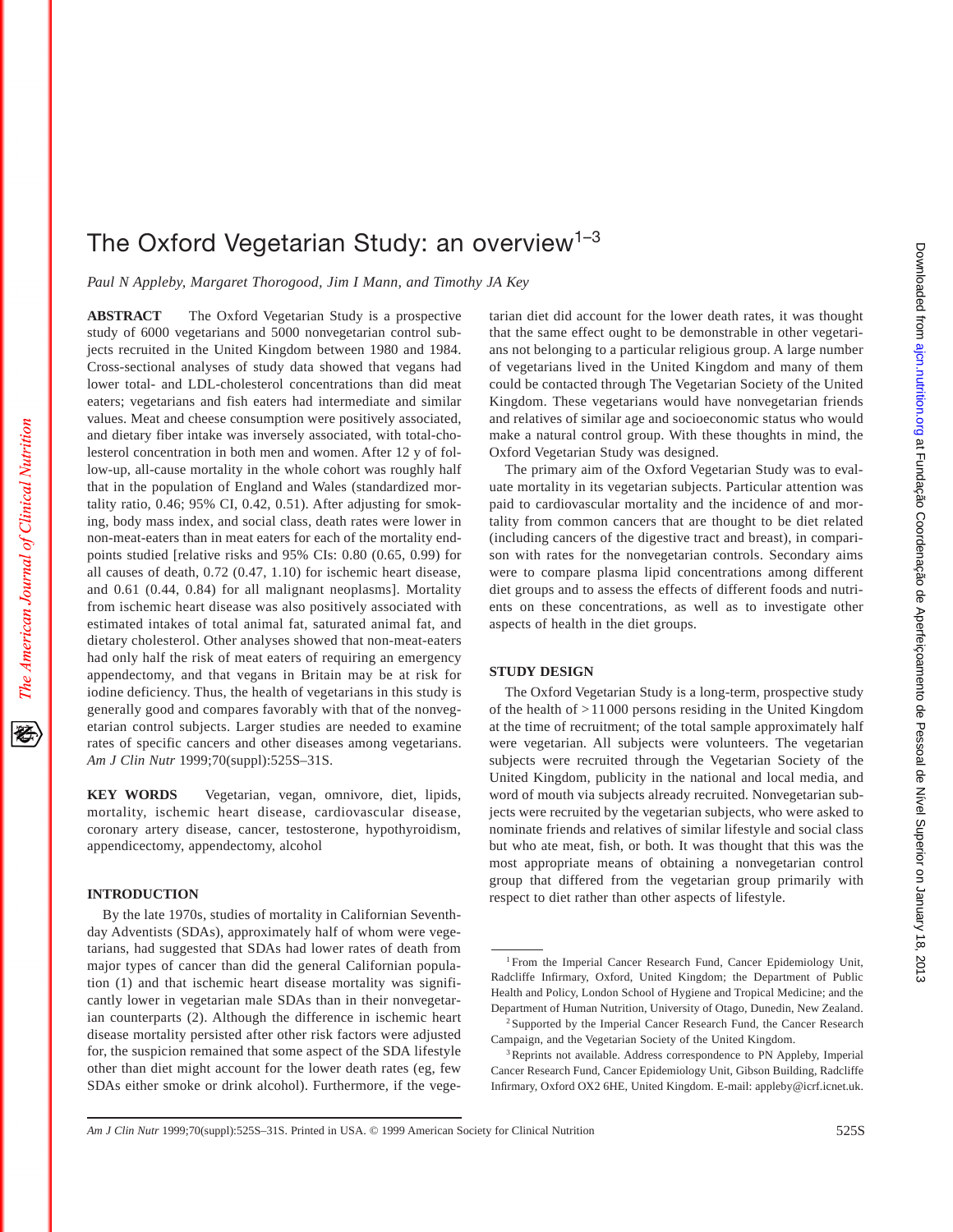# The Oxford Vegetarian Study: an overview[1–3]

*Paul N Appleby, Margaret Thorogood, Jim I Mann, and Timothy JA Key*

**ABSTRACT** The Oxford Vegetarian Study is a prospective study of 6000 vegetarians and 5000 nonvegetarian control subjects recruited in the United Kingdom between 1980 and 1984. Cross-sectional analyses of study data showed that vegans had lower total- and LDL-cholesterol concentrations than did meat eaters; vegetarians and fish eaters had intermediate and similar values. Meat and cheese consumption were positively associated, and dietary fiber intake was inversely associated, with total-cholesterol concentration in both men and women. After 12 y of follow-up, all-cause mortality in the whole cohort was roughly half that in the population of England and Wales (standardized mortality ratio, 0.46; 95% CI, 0.42, 0.51). After adjusting for smoking, body mass index, and social class, death rates were lower in non-meat-eaters than in meat eaters for each of the mortality endpoints studied [relative risks and 95% CIs: 0.80 (0.65, 0.99) for all causes of death, 0.72 (0.47, 1.10) for ischemic heart disease, and 0.61 (0.44, 0.84) for all malignant neoplasms]. Mortality from ischemic heart disease was also positively associated with estimated intakes of total animal fat, saturated animal fat, and dietary cholesterol. Other analyses showed that non-meat-eaters had only half the risk of meat eaters of requiring an emergency appendectomy, and that vegans in Britain may be at risk for iodine deficiency. Thus, the health of vegetarians in this study is generally good and compares favorably with that of the nonvegetarian control subjects. Larger studies are needed to examine rates of specific cancers and other diseases among vegetarians. *Am J Clin Nutr* 1999;70(suppl):525S–31S.

**KEY WORDS** Vegetarian, vegan, omnivore, diet, lipids, mortality, ischemic heart disease, cardiovascular disease, coronary artery disease, cancer, testosterone, hypothyroidism, appendicectomy, appendectomy, alcohol

## INTRODUCTION

By the late 1970s, studies of mortality in Californian Seventh-day Adventists (SDAs), approximately half of whom were vegetarians, had suggested that SDAs had lower rates of death from major types of cancer than did the general Californian population (1) and that ischemic heart disease mortality was significantly lower in vegetarian male SDAs than in their nonvegetarian counterparts (2). Although the difference in ischemic heart disease mortality persisted after other risk factors were adjusted for, the suspicion remained that some aspect of the SDA lifestyle other than diet might account for the lower death rates (eg, few SDAs either smoke or drink alcohol). Furthermore, if the vegetarian diet did account for the lower death rates, it was thought that the same effect ought to be demonstrable in other vegetarians not belonging to a particular religious group. A large number of vegetarians lived in the United Kingdom and many of them could be contacted through The Vegetarian Society of the United Kingdom. These vegetarians would have nonvegetarian friends and relatives of similar age and socioeconomic status who would make a natural control group. With these thoughts in mind, the Oxford Vegetarian Study was designed.

The primary aim of the Oxford Vegetarian Study was to evaluate mortality in its vegetarian subjects. Particular attention was paid to cardiovascular mortality and the incidence of and mortality from common cancers that are thought to be diet related (including cancers of the digestive tract and breast), in comparison with rates for the nonvegetarian controls. Secondary aims were to compare plasma lipid concentrations among different diet groups and to assess the effects of different foods and nutrients on these concentrations, as well as to investigate other aspects of health in the diet groups.

## STUDY DESIGN

The Oxford Vegetarian Study is a long-term, prospective study of the health of >11 000 persons residing in the United Kingdom at the time of recruitment; of the total sample approximately half were vegetarian. All subjects were volunteers. The vegetarian subjects were recruited through the Vegetarian Society of the United Kingdom, publicity in the national and local media, and word of mouth via subjects already recruited. Nonvegetarian subjects were recruited by the vegetarian subjects, who were asked to nominate friends and relatives of similar lifestyle and social class but who ate meat, fish, or both. It was thought that this was the most appropriate means of obtaining a nonvegetarian control group that differed from the vegetarian group primarily with respect to diet rather than other aspects of lifestyle.

---

[1] From the Imperial Cancer Research Fund, Cancer Epidemiology Unit, Radcliffe Infirmary, Oxford, United Kingdom; the Department of Public Health and Policy, London School of Hygiene and Tropical Medicine; and the Department of Human Nutrition, University of Otago, Dunedin, New Zealand.

[2] Supported by the Imperial Cancer Research Fund, the Cancer Research Campaign, and the Vegetarian Society of the United Kingdom.

[3] Reprints not available. Address correspondence to PN Appleby, Imperial Cancer Research Fund, Cancer Epidemiology Unit, Gibson Building, Radcliffe Infirmary, Oxford OX2 6HE, United Kingdom. E-mail: appleby@icrf.icnet.uk.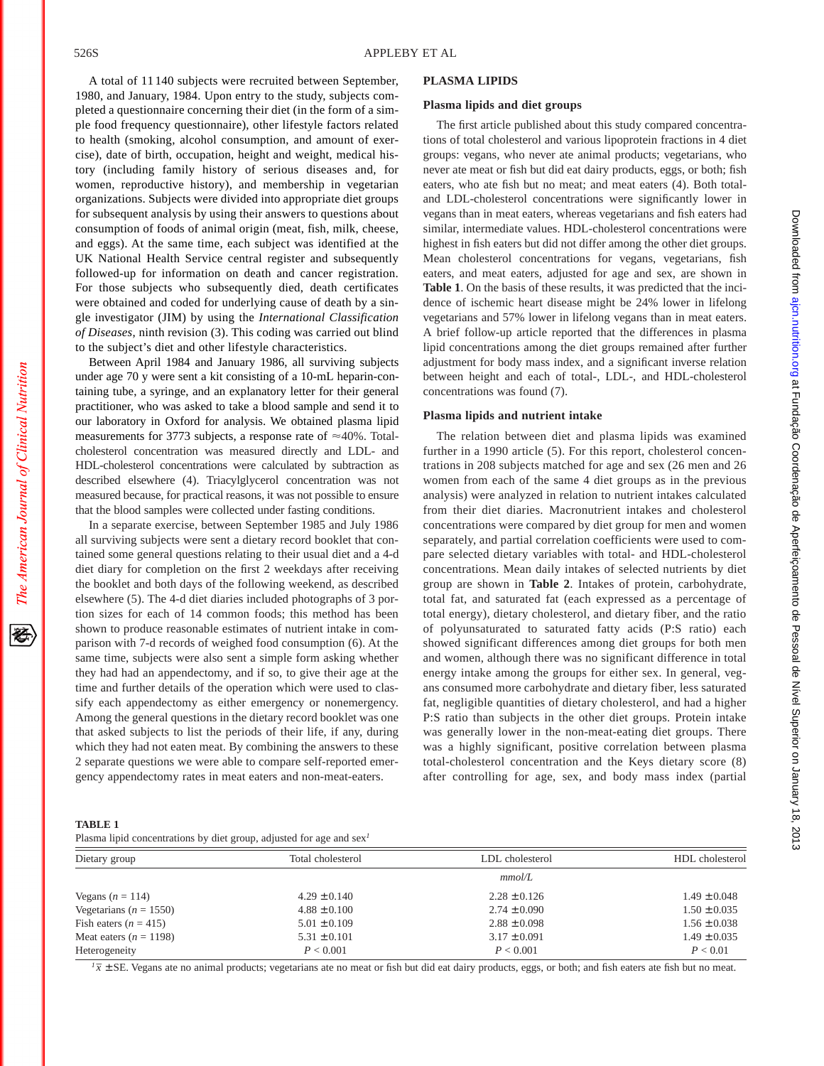A total of 11 140 subjects were recruited between September, 1980, and January, 1984. Upon entry to the study, subjects completed a questionnaire concerning their diet (in the form of a simple food frequency questionnaire), other lifestyle factors related to health (smoking, alcohol consumption, and amount of exercise), date of birth, occupation, height and weight, medical history (including family history of serious diseases and, for women, reproductive history), and membership in vegetarian organizations. Subjects were divided into appropriate diet groups for subsequent analysis by using their answers to questions about consumption of foods of animal origin (meat, fish, milk, cheese, and eggs). At the same time, each subject was identified at the UK National Health Service central register and subsequently followed-up for information on death and cancer registration. For those subjects who subsequently died, death certificates were obtained and coded for underlying cause of death by a single investigator (JIM) by using the *International Classification of Diseases*, ninth revision (3). This coding was carried out blind to the subject's diet and other lifestyle characteristics.

Between April 1984 and January 1986, all surviving subjects under age 70 y were sent a kit consisting of a 10-mL heparin-containing tube, a syringe, and an explanatory letter for their general practitioner, who was asked to take a blood sample and send it to our laboratory in Oxford for analysis. We obtained plasma lipid measurements for 3773 subjects, a response rate of ≈40%. Total-cholesterol concentration was measured directly and LDL- and HDL-cholesterol concentrations were calculated by subtraction as described elsewhere (4). Triacylglycerol concentration was not measured because, for practical reasons, it was not possible to ensure that the blood samples were collected under fasting conditions.

In a separate exercise, between September 1985 and July 1986 all surviving subjects were sent a dietary record booklet that contained some general questions relating to their usual diet and a 4-d diet diary for completion on the first 2 weekdays after receiving the booklet and both days of the following weekend, as described elsewhere (5). The 4-d diet diaries included photographs of 3 portion sizes for each of 14 common foods; this method has been shown to produce reasonable estimates of nutrient intake in comparison with 7-d records of weighed food consumption (6). At the same time, subjects were also sent a simple form asking whether they had had an appendectomy, and if so, to give their age at the time and further details of the operation which were used to classify each appendectomy as either emergency or nonemergency. Among the general questions in the dietary record booklet was one that asked subjects to list the periods of their life, if any, during which they had not eaten meat. By combining the answers to these 2 separate questions we were able to compare self-reported emergency appendectomy rates in meat eaters and non-meat-eaters.

## PLASMA LIPIDS

### Plasma lipids and diet groups

The first article published about this study compared concentrations of total cholesterol and various lipoprotein fractions in 4 diet groups: vegans, who never ate animal products; vegetarians, who never ate meat or fish but did eat dairy products, eggs, or both; fish eaters, who ate fish but no meat; and meat eaters (4). Both total- and LDL-cholesterol concentrations were significantly lower in vegans than in meat eaters, whereas vegetarians and fish eaters had similar, intermediate values. HDL-cholesterol concentrations were highest in fish eaters but did not differ among the other diet groups. Mean cholesterol concentrations for vegans, vegetarians, fish eaters, and meat eaters, adjusted for age and sex, are shown in **Table 1**. On the basis of these results, it was predicted that the incidence of ischemic heart disease might be 24% lower in lifelong vegetarians and 57% lower in lifelong vegans than in meat eaters. A brief follow-up article reported that the differences in plasma lipid concentrations among the diet groups remained after further adjustment for body mass index, and a significant inverse relation between height and each of total-, LDL-, and HDL-cholesterol concentrations was found (7).

### Plasma lipids and nutrient intake

The relation between diet and plasma lipids was examined further in a 1990 article (5). For this report, cholesterol concentrations in 208 subjects matched for age and sex (26 men and 26 women from each of the same 4 diet groups as in the previous analysis) were analyzed in relation to nutrient intakes calculated from their diet diaries. Macronutrient intakes and cholesterol concentrations were compared by diet group for men and women separately, and partial correlation coefficients were used to compare selected dietary variables with total- and HDL-cholesterol concentrations. Mean daily intakes of selected nutrients by diet group are shown in **Table 2**. Intakes of protein, carbohydrate, total fat, and saturated fat (each expressed as a percentage of total energy), dietary cholesterol, and dietary fiber, and the ratio of polyunsaturated to saturated fatty acids (P:S ratio) each showed significant differences among diet groups for both men and women, although there was no significant difference in total energy intake among the groups for either sex. In general, vegans consumed more carbohydrate and dietary fiber, less saturated fat, negligible quantities of dietary cholesterol, and had a higher P:S ratio than subjects in the other diet groups. Protein intake was generally lower in the non-meat-eating diet groups. There was a highly significant, positive correlation between plasma total-cholesterol concentration and the Keys dietary score (8) after controlling for age, sex, and body mass index (partial

**TABLE 1**
Plasma lipid concentrations by diet group, adjusted for age and sex[1]

| Dietary group | Total cholesterol | LDL cholesterol | HDL cholesterol |
|---|---|---|---|
| | | *mmol/L* | |
| Vegans ($n$ = 114) | 4.29 ± 0.140 | 2.28 ± 0.126 | 1.49 ± 0.048 |
| Vegetarians ($n$ = 1550) | 4.88 ± 0.100 | 2.74 ± 0.090 | 1.50 ± 0.035 |
| Fish eaters ($n$ = 415) | 5.01 ± 0.109 | 2.88 ± 0.098 | 1.56 ± 0.038 |
| Meat eaters ($n$ = 1198) | 5.31 ± 0.101 | 3.17 ± 0.091 | 1.49 ± 0.035 |
| Heterogeneity | $P < 0.001$ | $P < 0.001$ | $P < 0.01$ |

[1] $\bar{x}$ ± SE. Vegans ate no animal products; vegetarians ate no meat or fish but did eat dairy products, eggs, or both; and fish eaters ate fish but no meat.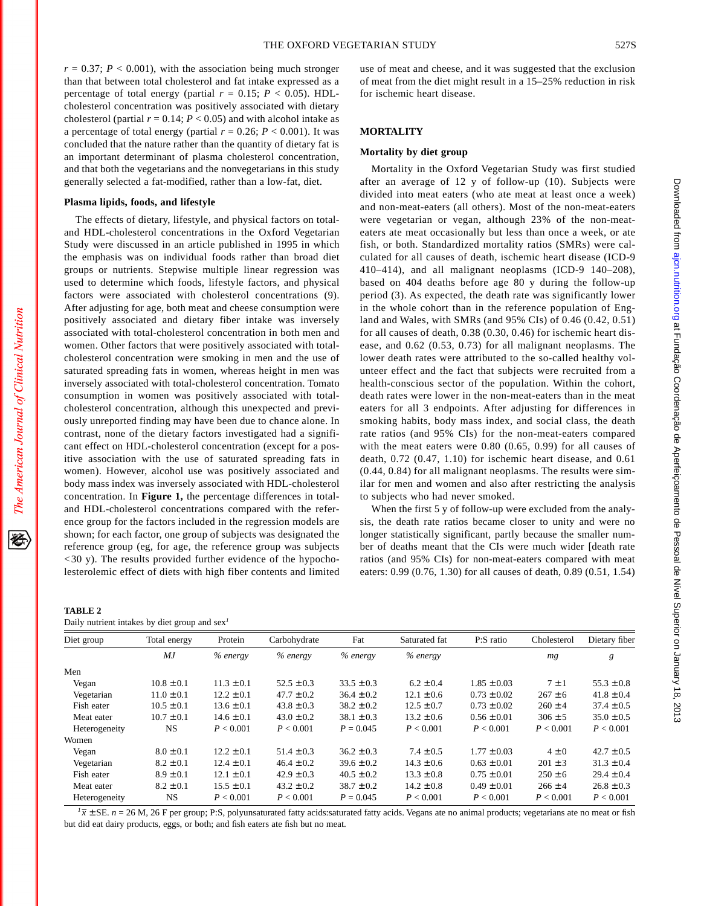$r = 0.37$; $P < 0.001$), with the association being much stronger than that between total cholesterol and fat intake expressed as a percentage of total energy (partial $r = 0.15$; $P < 0.05$). HDL-cholesterol concentration was positively associated with dietary cholesterol (partial $r = 0.14$; $P < 0.05$) and with alcohol intake as a percentage of total energy (partial $r = 0.26$; $P < 0.001$). It was concluded that the nature rather than the quantity of dietary fat is an important determinant of plasma cholesterol concentration, and that both the vegetarians and the nonvegetarians in this study generally selected a fat-modified, rather than a low-fat, diet.

### Plasma lipids, foods, and lifestyle

The effects of dietary, lifestyle, and physical factors on total- and HDL-cholesterol concentrations in the Oxford Vegetarian Study were discussed in an article published in 1995 in which the emphasis was on individual foods rather than broad diet groups or nutrients. Stepwise multiple linear regression was used to determine which foods, lifestyle factors, and physical factors were associated with cholesterol concentrations (9). After adjusting for age, both meat and cheese consumption were positively associated and dietary fiber intake was inversely associated with total-cholesterol concentration in both men and women. Other factors that were positively associated with total-cholesterol concentration were smoking in men and the use of saturated spreading fats in women, whereas height in men was inversely associated with total-cholesterol concentration. Tomato consumption in women was positively associated with total-cholesterol concentration, although this unexpected and previously unreported finding may have been due to chance alone. In contrast, none of the dietary factors investigated had a significant effect on HDL-cholesterol concentration (except for a positive association with the use of saturated spreading fats in women). However, alcohol use was positively associated and body mass index was inversely associated with HDL-cholesterol concentration. In **Figure 1,** the percentage differences in total- and HDL-cholesterol concentrations compared with the reference group for the factors included in the regression models are shown; for each factor, one group of subjects was designated the reference group (eg, for age, the reference group was subjects <30 y). The results provided further evidence of the hypocholesterolemic effect of diets with high fiber contents and limited use of meat and cheese, and it was suggested that the exclusion of meat from the diet might result in a 15–25% reduction in risk for ischemic heart disease.

## MORTALITY

### Mortality by diet group

Mortality in the Oxford Vegetarian Study was first studied after an average of 12 y of follow-up (10). Subjects were divided into meat eaters (who ate meat at least once a week) and non-meat-eaters (all others). Most of the non-meat-eaters were vegetarian or vegan, although 23% of the non-meat-eaters ate meat occasionally but less than once a week, or ate fish, or both. Standardized mortality ratios (SMRs) were calculated for all causes of death, ischemic heart disease (ICD-9 410–414), and all malignant neoplasms (ICD-9 140–208), based on 404 deaths before age 80 y during the follow-up period (3). As expected, the death rate was significantly lower in the whole cohort than in the reference population of England and Wales, with SMRs (and 95% CIs) of 0.46 (0.42, 0.51) for all causes of death, 0.38 (0.30, 0.46) for ischemic heart disease, and 0.62 (0.53, 0.73) for all malignant neoplasms. The lower death rates were attributed to the so-called healthy volunteer effect and the fact that subjects were recruited from a health-conscious sector of the population. Within the cohort, death rates were lower in the non-meat-eaters than in the meat eaters for all 3 endpoints. After adjusting for differences in smoking habits, body mass index, and social class, the death rate ratios (and 95% CIs) for the non-meat-eaters compared with the meat eaters were 0.80 (0.65, 0.99) for all causes of death, 0.72 (0.47, 1.10) for ischemic heart disease, and 0.61 (0.44, 0.84) for all malignant neoplasms. The results were similar for men and women and also after restricting the analysis to subjects who had never smoked.

When the first 5 y of follow-up were excluded from the analysis, the death rate ratios became closer to unity and were no longer statistically significant, partly because the smaller number of deaths meant that the CIs were much wider [death rate ratios (and 95% CIs) for non-meat-eaters compared with meat eaters: 0.99 (0.76, 1.30) for all causes of death, 0.89 (0.51, 1.54)

**TABLE 2**
Daily nutrient intakes by diet group and sex[1]

| Diet group | Total energy | Protein | Carbohydrate | Fat | Saturated fat | P:S ratio | Cholesterol | Dietary fiber |
|---|---|---|---|---|---|---|---|---|
| | *MJ* | *% energy* | *% energy* | *% energy* | *% energy* | | *mg* | *g* |
| Men | | | | | | | | |
| Vegan | 10.8 ±0.1 | 11.3 ±0.1 | 52.5 ±0.3 | 33.5 ±0.3 | 6.2 ±0.4 | 1.85 ±0.03 | 7 ±1 | 55.3 ±0.8 |
| Vegetarian | 11.0 ±0.1 | 12.2 ±0.1 | 47.7 ±0.2 | 36.4 ±0.2 | 12.1 ±0.6 | 0.73 ±0.02 | 267 ±6 | 41.8 ±0.4 |
| Fish eater | 10.5 ±0.1 | 13.6 ±0.1 | 43.8 ±0.3 | 38.2 ±0.2 | 12.5 ±0.7 | 0.73 ±0.02 | 260 ±4 | 37.4 ±0.5 |
| Meat eater | 10.7 ±0.1 | 14.6 ±0.1 | 43.0 ±0.2 | 38.1 ±0.3 | 13.2 ±0.6 | 0.56 ±0.01 | 306 ±5 | 35.0 ±0.5 |
| Heterogeneity | NS | $P < 0.001$ | $P < 0.001$ | $P = 0.045$ | $P < 0.001$ | $P < 0.001$ | $P < 0.001$ | $P < 0.001$ |
| Women | | | | | | | | |
| Vegan | 8.0 ±0.1 | 12.2 ±0.1 | 51.4 ±0.3 | 36.2 ±0.3 | 7.4 ±0.5 | 1.77 ±0.03 | 4 ±0 | 42.7 ±0.5 |
| Vegetarian | 8.2 ±0.1 | 12.4 ±0.1 | 46.4 ±0.2 | 39.6 ±0.2 | 14.3 ±0.6 | 0.63 ±0.01 | 201 ±3 | 31.3 ±0.4 |
| Fish eater | 8.9 ±0.1 | 12.1 ±0.1 | 42.9 ±0.3 | 40.5 ±0.2 | 13.3 ±0.8 | 0.75 ±0.01 | 250 ±6 | 29.4 ±0.4 |
| Meat eater | 8.2 ±0.1 | 15.5 ±0.1 | 43.2 ±0.2 | 38.7 ±0.2 | 14.2 ±0.8 | 0.49 ±0.01 | 266 ±4 | 26.8 ±0.3 |
| Heterogeneity | NS | $P < 0.001$ | $P < 0.001$ | $P = 0.045$ | $P < 0.001$ | $P < 0.001$ | $P < 0.001$ | $P < 0.001$ |

[1] $\bar{x}$ ±SE. $n$ = 26 M, 26 F per group; P:S, polyunsaturated fatty acids:saturated fatty acids. Vegans ate no animal products; vegetarians ate no meat or fish but did eat dairy products, eggs, or both; and fish eaters ate fish but no meat.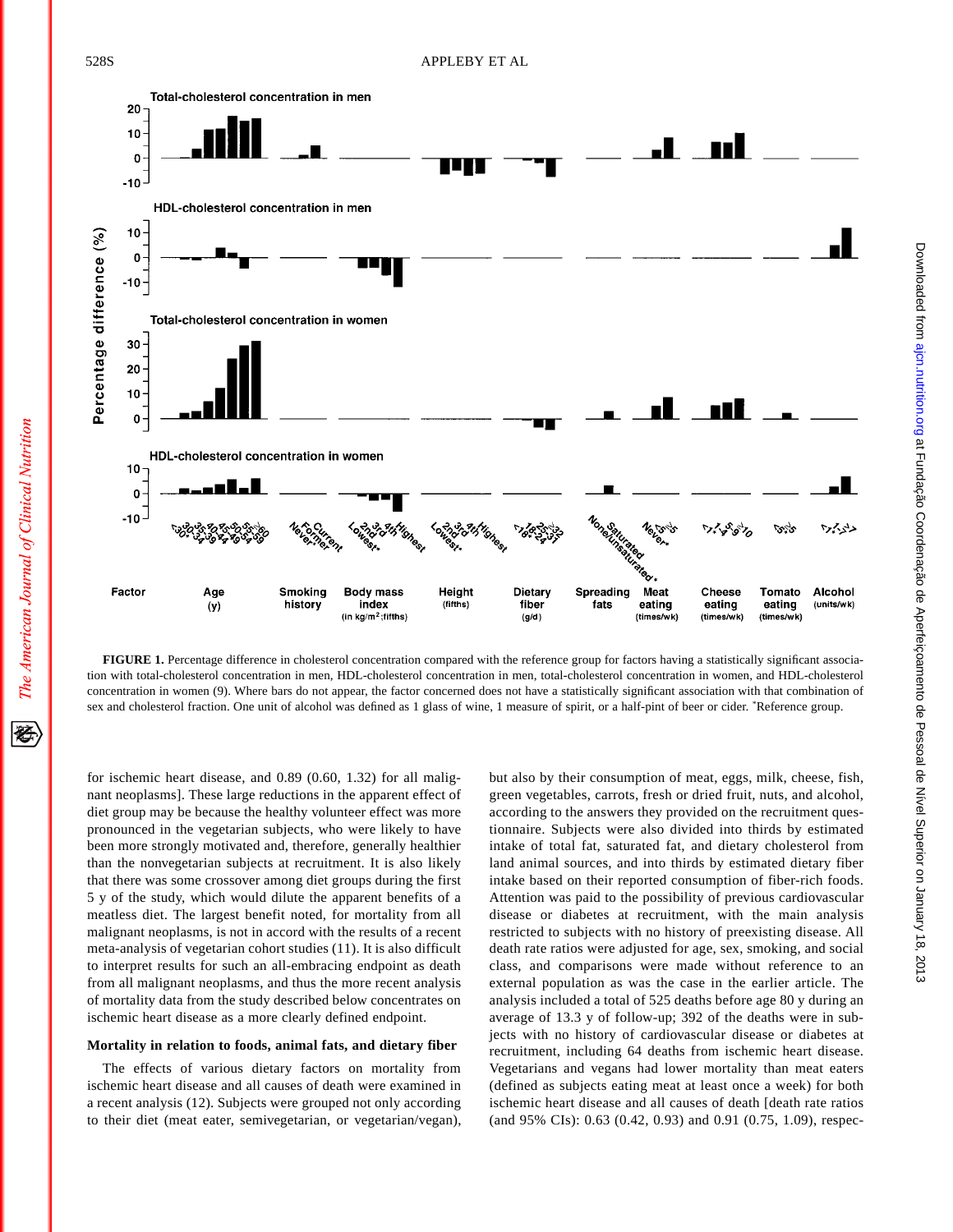FIGURE 1. Percentage difference in cholesterol concentration compared with the reference group for factors having a statistically significant association with total-cholesterol concentration in men, HDL-cholesterol concentration in men, total-cholesterol concentration in women, and HDL-cholesterol concentration in women (9). Where bars do not appear, the factor concerned does not have a statistically significant association with that combination of sex and cholesterol fraction. One unit of alcohol was defined as 1 glass of wine, 1 measure of spirit, or a half-pint of beer or cider. *Reference group.

for ischemic heart disease, and 0.89 (0.60, 1.32) for all malignant neoplasms]. These large reductions in the apparent effect of diet group may be because the healthy volunteer effect was more pronounced in the vegetarian subjects, who were likely to have been more strongly motivated and, therefore, generally healthier than the nonvegetarian subjects at recruitment. It is also likely that there was some crossover among diet groups during the first 5 y of the study, which would dilute the apparent benefits of a meatless diet. The largest benefit noted, for mortality from all malignant neoplasms, is not in accord with the results of a recent meta-analysis of vegetarian cohort studies (11). It is also difficult to interpret results for such an all-embracing endpoint as death from all malignant neoplasms, and thus the more recent analysis of mortality data from the study described below concentrates on ischemic heart disease as a more clearly defined endpoint.

### Mortality in relation to foods, animal fats, and dietary fiber

The effects of various dietary factors on mortality from ischemic heart disease and all causes of death were examined in a recent analysis (12). Subjects were grouped not only according to their diet (meat eater, semivegetarian, or vegetarian/vegan), but also by their consumption of meat, eggs, milk, cheese, fish, green vegetables, carrots, fresh or dried fruit, nuts, and alcohol, according to the answers they provided on the recruitment questionnaire. Subjects were also divided into thirds by estimated intake of total fat, saturated fat, and dietary cholesterol from land animal sources, and into thirds by estimated dietary fiber intake based on their reported consumption of fiber-rich foods. Attention was paid to the possibility of previous cardiovascular disease or diabetes at recruitment, with the main analysis restricted to subjects with no history of preexisting disease. All death rate ratios were adjusted for age, sex, smoking, and social class, and comparisons were made without reference to an external population as was the case in the earlier article. The analysis included a total of 525 deaths before age 80 y during an average of 13.3 y of follow-up; 392 of the deaths were in subjects with no history of cardiovascular disease or diabetes at recruitment, including 64 deaths from ischemic heart disease. Vegetarians and vegans had lower mortality than meat eaters (defined as subjects eating meat at least once a week) for both ischemic heart disease and all causes of death [death rate ratios (and 95% CIs): 0.63 (0.42, 0.93) and 0.91 (0.75, 1.09), respec-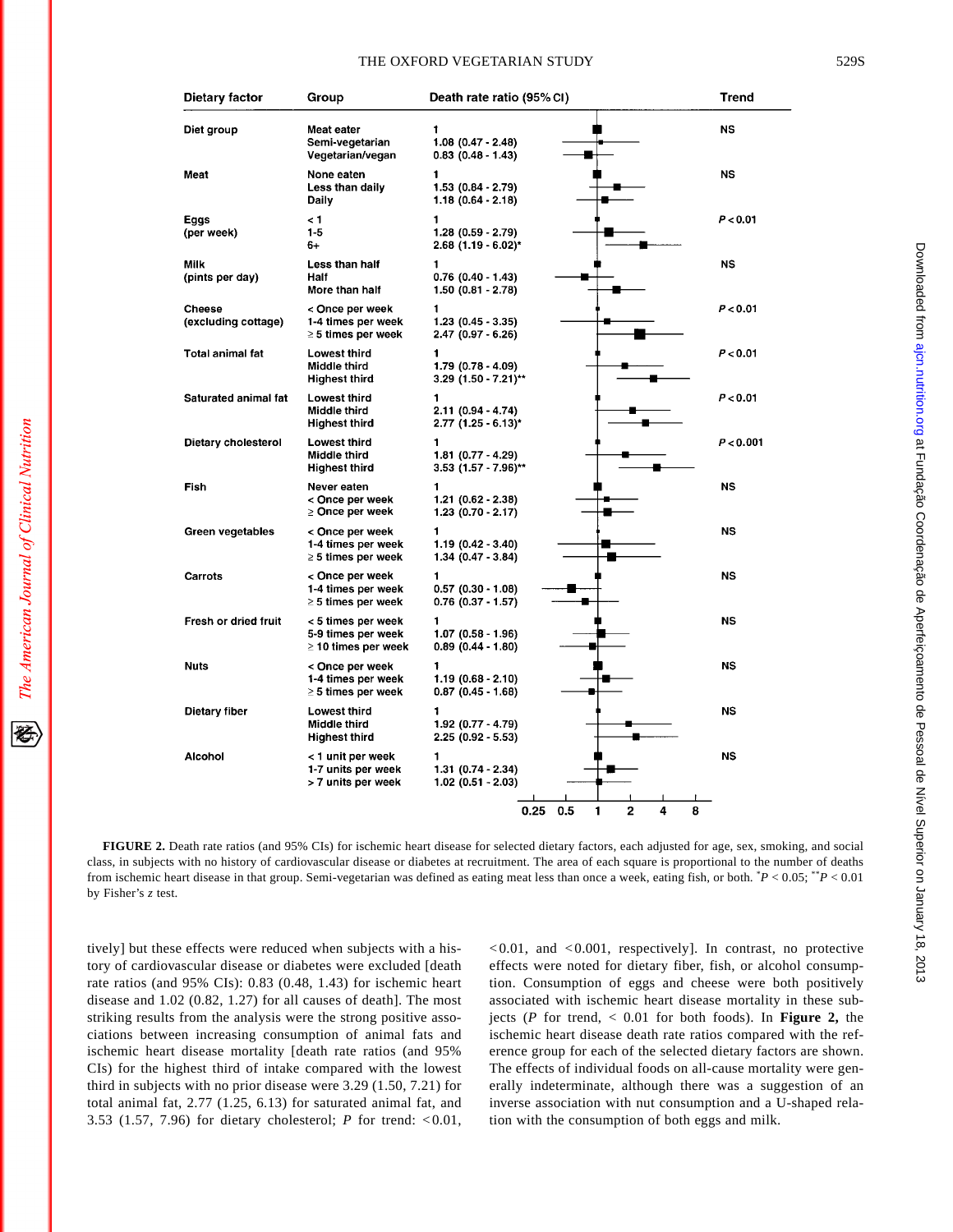| Dietary factor | Group | Death rate ratio (95% CI) | Trend |
|---|---|---|---|
| Diet group | Meat eater | 1 | NS |
| | Semi-vegetarian | 1.08 (0.47 - 2.48) | |
| | Vegetarian/vegan | 0.83 (0.48 - 1.43) | |
| Meat | None eaten | 1 | NS |
| | Less than daily | 1.53 (0.84 - 2.79) | |
| | Daily | 1.18 (0.64 - 2.18) | |
| Eggs (per week) | < 1 | 1 | $P < 0.01$ |
| | 1-5 | 1.28 (0.59 - 2.79) | |
| | 6+ | 2.68 (1.19 - 6.02)* | |
| Milk (pints per day) | Less than half | 1 | NS |
| | Half | 0.76 (0.40 - 1.43) | |
| | More than half | 1.50 (0.81 - 2.78) | |
| Cheese (excluding cottage) | < Once per week | 1 | $P < 0.01$ |
| | 1-4 times per week | 1.23 (0.45 - 3.35) | |
| | ≥ 5 times per week | 2.47 (0.97 - 6.26) | |
| Total animal fat | Lowest third | 1 | $P < 0.01$ |
| | Middle third | 1.79 (0.78 - 4.09) | |
| | Highest third | 3.29 (1.50 - 7.21)** | |
| Saturated animal fat | Lowest third | 1 | $P < 0.01$ |
| | Middle third | 2.11 (0.94 - 4.74) | |
| | Highest third | 2.77 (1.25 - 6.13)* | |
| Dietary cholesterol | Lowest third | 1 | $P < 0.001$ |
| | Middle third | 1.81 (0.77 - 4.29) | |
| | Highest third | 3.53 (1.57 - 7.96)** | |
| Fish | Never eaten | 1 | NS |
| | < Once per week | 1.21 (0.62 - 2.38) | |
| | ≥ Once per week | 1.23 (0.70 - 2.17) | |
| Green vegetables | < Once per week | 1 | NS |
| | 1-4 times per week | 1.19 (0.42 - 3.40) | |
| | ≥ 5 times per week | 1.34 (0.47 - 3.84) | |
| Carrots | < Once per week | 1 | NS |
| | 1-4 times per week | 0.57 (0.30 - 1.08) | |
| | ≥ 5 times per week | 0.76 (0.37 - 1.57) | |
| Fresh or dried fruit | < 5 times per week | 1 | NS |
| | 5-9 times per week | 1.07 (0.58 - 1.96) | |
| | ≥ 10 times per week | 0.89 (0.44 - 1.80) | |
| Nuts | < Once per week | 1 | NS |
| | 1-4 times per week | 1.19 (0.68 - 2.10) | |
| | ≥ 5 times per week | 0.87 (0.45 - 1.68) | |
| Dietary fiber | Lowest third | 1 | NS |
| | Middle third | 1.92 (0.77 - 4.79) | |
| | Highest third | 2.25 (0.92 - 5.53) | |
| Alcohol | < 1 unit per week | 1 | NS |
| | 1-7 units per week | 1.31 (0.74 - 2.34) | |
| | > 7 units per week | 1.02 (0.51 - 2.03) | |

**FIGURE 2.** Death rate ratios (and 95% CIs) for ischemic heart disease for selected dietary factors, each adjusted for age, sex, smoking, and social class, in subjects with no history of cardiovascular disease or diabetes at recruitment. The area of each square is proportional to the number of deaths from ischemic heart disease in that group. Semi-vegetarian was defined as eating meat less than once a week, eating fish, or both. $^*P < 0.05$; $^{**}P < 0.01$ by Fisher's $z$ test.

tively] but these effects were reduced when subjects with a history of cardiovascular disease or diabetes were excluded [death rate ratios (and 95% CIs): 0.83 (0.48, 1.43) for ischemic heart disease and 1.02 (0.82, 1.27) for all causes of death]. The most striking results from the analysis were the strong positive associations between increasing consumption of animal fats and ischemic heart disease mortality [death rate ratios (and 95% CIs) for the highest third of intake compared with the lowest third in subjects with no prior disease were 3.29 (1.50, 7.21) for total animal fat, 2.77 (1.25, 6.13) for saturated animal fat, and 3.53 (1.57, 7.96) for dietary cholesterol; $P$ for trend: $<0.01$, $<0.01$, and $<0.001$, respectively]. In contrast, no protective effects were noted for dietary fiber, fish, or alcohol consumption. Consumption of eggs and cheese were both positively associated with ischemic heart disease mortality in these subjects ($P$ for trend, $< 0.01$ for both foods). In **Figure 2,** the ischemic heart disease death rate ratios compared with the reference group for each of the selected dietary factors are shown. The effects of individual foods on all-cause mortality were generally indeterminate, although there was a suggestion of an inverse association with nut consumption and a U-shaped relation with the consumption of both eggs and milk.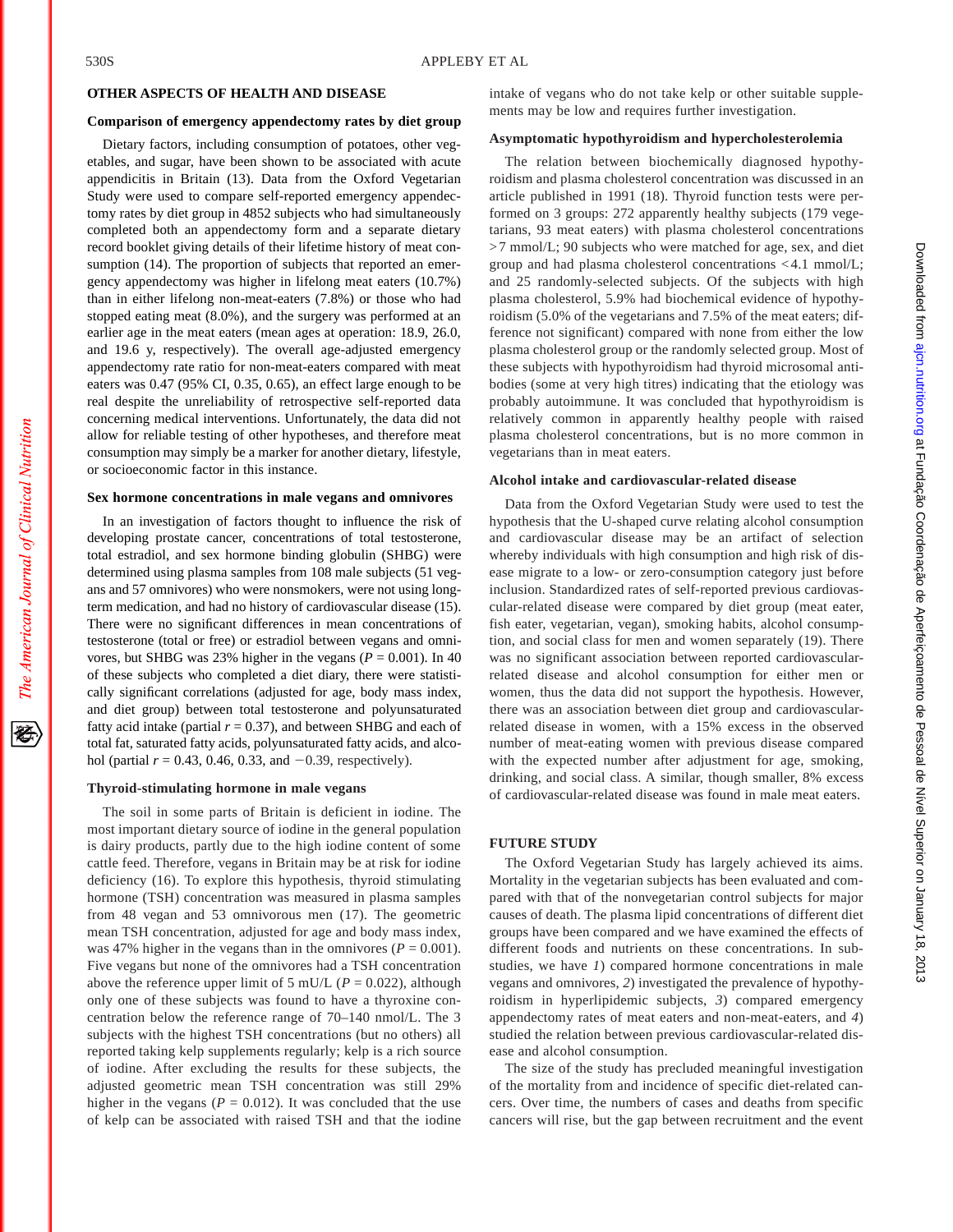## OTHER ASPECTS OF HEALTH AND DISEASE

### Comparison of emergency appendectomy rates by diet group

Dietary factors, including consumption of potatoes, other vegetables, and sugar, have been shown to be associated with acute appendicitis in Britain (13). Data from the Oxford Vegetarian Study were used to compare self-reported emergency appendectomy rates by diet group in 4852 subjects who had simultaneously completed both an appendectomy form and a separate dietary record booklet giving details of their lifetime history of meat consumption (14). The proportion of subjects that reported an emergency appendectomy was higher in lifelong meat eaters (10.7%) than in either lifelong non-meat-eaters (7.8%) or those who had stopped eating meat (8.0%), and the surgery was performed at an earlier age in the meat eaters (mean ages at operation: 18.9, 26.0, and 19.6 y, respectively). The overall age-adjusted emergency appendectomy rate ratio for non-meat-eaters compared with meat eaters was 0.47 (95% CI, 0.35, 0.65), an effect large enough to be real despite the unreliability of retrospective self-reported data concerning medical interventions. Unfortunately, the data did not allow for reliable testing of other hypotheses, and therefore meat consumption may simply be a marker for another dietary, lifestyle, or socioeconomic factor in this instance.

### Sex hormone concentrations in male vegans and omnivores

In an investigation of factors thought to influence the risk of developing prostate cancer, concentrations of total testosterone, total estradiol, and sex hormone binding globulin (SHBG) were determined using plasma samples from 108 male subjects (51 vegans and 57 omnivores) who were nonsmokers, were not using long-term medication, and had no history of cardiovascular disease (15). There were no significant differences in mean concentrations of testosterone (total or free) or estradiol between vegans and omnivores, but SHBG was 23% higher in the vegans ($P = 0.001$). In 40 of these subjects who completed a diet diary, there were statistically significant correlations (adjusted for age, body mass index, and diet group) between total testosterone and polyunsaturated fatty acid intake (partial $r = 0.37$), and between SHBG and each of total fat, saturated fatty acids, polyunsaturated fatty acids, and alcohol (partial $r = 0.43$, 0.46, 0.33, and −0.39, respectively).

### Thyroid-stimulating hormone in male vegans

The soil in some parts of Britain is deficient in iodine. The most important dietary source of iodine in the general population is dairy products, partly due to the high iodine content of some cattle feed. Therefore, vegans in Britain may be at risk for iodine deficiency (16). To explore this hypothesis, thyroid stimulating hormone (TSH) concentration was measured in plasma samples from 48 vegan and 53 omnivorous men (17). The geometric mean TSH concentration, adjusted for age and body mass index, was 47% higher in the vegans than in the omnivores ($P = 0.001$). Five vegans but none of the omnivores had a TSH concentration above the reference upper limit of 5 mU/L ($P = 0.022$), although only one of these subjects was found to have a thyroxine concentration below the reference range of 70–140 nmol/L. The 3 subjects with the highest TSH concentrations (but no others) all reported taking kelp supplements regularly; kelp is a rich source of iodine. After excluding the results for these subjects, the adjusted geometric mean TSH concentration was still 29% higher in the vegans ($P = 0.012$). It was concluded that the use of kelp can be associated with raised TSH and that the iodine intake of vegans who do not take kelp or other suitable supplements may be low and requires further investigation.

### Asymptomatic hypothyroidism and hypercholesterolemia

The relation between biochemically diagnosed hypothyroidism and plasma cholesterol concentration was discussed in an article published in 1991 (18). Thyroid function tests were performed on 3 groups: 272 apparently healthy subjects (179 vegetarians, 93 meat eaters) with plasma cholesterol concentrations >7 mmol/L; 90 subjects who were matched for age, sex, and diet group and had plasma cholesterol concentrations <4.1 mmol/L; and 25 randomly-selected subjects. Of the subjects with high plasma cholesterol, 5.9% had biochemical evidence of hypothyroidism (5.0% of the vegetarians and 7.5% of the meat eaters; difference not significant) compared with none from either the low plasma cholesterol group or the randomly selected group. Most of these subjects with hypothyroidism had thyroid microsomal antibodies (some at very high titres) indicating that the etiology was probably autoimmune. It was concluded that hypothyroidism is relatively common in apparently healthy people with raised plasma cholesterol concentrations, but is no more common in vegetarians than in meat eaters.

### Alcohol intake and cardiovascular-related disease

Data from the Oxford Vegetarian Study were used to test the hypothesis that the U-shaped curve relating alcohol consumption and cardiovascular disease may be an artifact of selection whereby individuals with high consumption and high risk of disease migrate to a low- or zero-consumption category just before inclusion. Standardized rates of self-reported previous cardiovascular-related disease were compared by diet group (meat eater, fish eater, vegetarian, vegan), smoking habits, alcohol consumption, and social class for men and women separately (19). There was no significant association between reported cardiovascular-related disease and alcohol consumption for either men or women, thus the data did not support the hypothesis. However, there was an association between diet group and cardiovascular-related disease in women, with a 15% excess in the observed number of meat-eating women with previous disease compared with the expected number after adjustment for age, smoking, drinking, and social class. A similar, though smaller, 8% excess of cardiovascular-related disease was found in male meat eaters.

## FUTURE STUDY

The Oxford Vegetarian Study has largely achieved its aims. Mortality in the vegetarian subjects has been evaluated and compared with that of the nonvegetarian control subjects for major causes of death. The plasma lipid concentrations of different diet groups have been compared and we have examined the effects of different foods and nutrients on these concentrations. In substudies, we have *1*) compared hormone concentrations in male vegans and omnivores, *2*) investigated the prevalence of hypothyroidism in hyperlipidemic subjects, *3*) compared emergency appendectomy rates of meat eaters and non-meat-eaters, and *4*) studied the relation between previous cardiovascular-related disease and alcohol consumption.

The size of the study has precluded meaningful investigation of the mortality from and incidence of specific diet-related cancers. Over time, the numbers of cases and deaths from specific cancers will rise, but the gap between recruitment and the event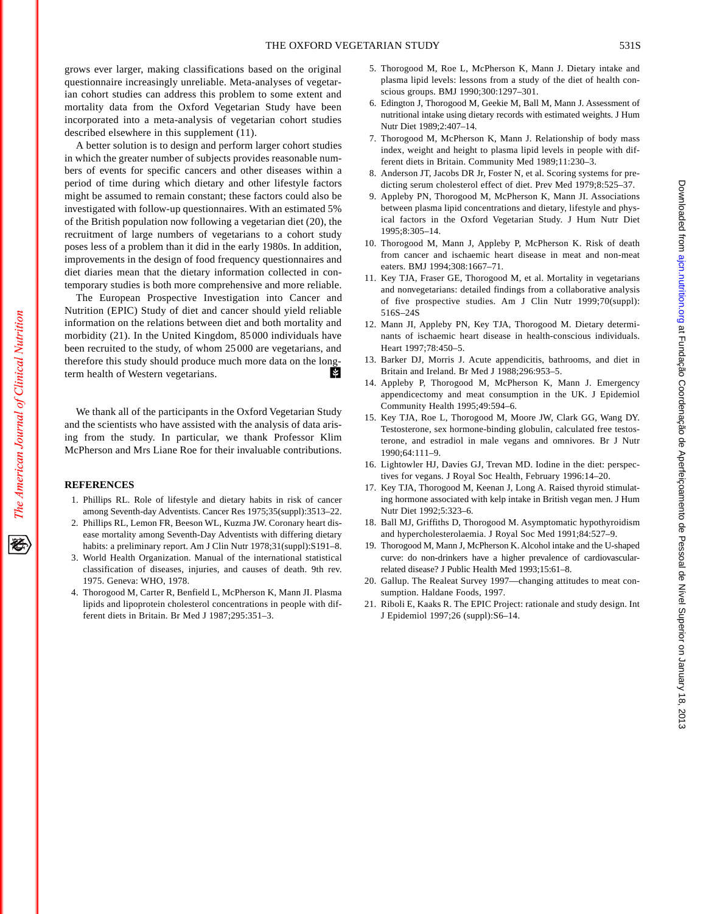grows ever larger, making classifications based on the original questionnaire increasingly unreliable. Meta-analyses of vegetarian cohort studies can address this problem to some extent and mortality data from the Oxford Vegetarian Study have been incorporated into a meta-analysis of vegetarian cohort studies described elsewhere in this supplement (11).

A better solution is to design and perform larger cohort studies in which the greater number of subjects provides reasonable numbers of events for specific cancers and other diseases within a period of time during which dietary and other lifestyle factors might be assumed to remain constant; these factors could also be investigated with follow-up questionnaires. With an estimated 5% of the British population now following a vegetarian diet (20), the recruitment of large numbers of vegetarians to a cohort study poses less of a problem than it did in the early 1980s. In addition, improvements in the design of food frequency questionnaires and diet diaries mean that the dietary information collected in contemporary studies is both more comprehensive and more reliable.

The European Prospective Investigation into Cancer and Nutrition (EPIC) Study of diet and cancer should yield reliable information on the relations between diet and both mortality and morbidity (21). In the United Kingdom, 85 000 individuals have been recruited to the study, of whom 25 000 are vegetarians, and therefore this study should produce much more data on the long-term health of Western vegetarians.

We thank all of the participants in the Oxford Vegetarian Study and the scientists who have assisted with the analysis of data arising from the study. In particular, we thank Professor Klim McPherson and Mrs Liane Roe for their invaluable contributions.

## REFERENCES

1. Phillips RL. Role of lifestyle and dietary habits in risk of cancer among Seventh-day Adventists. Cancer Res 1975;35(suppl):3513–22.
2. Phillips RL, Lemon FR, Beeson WL, Kuzma JW. Coronary heart disease mortality among Seventh-Day Adventists with differing dietary habits: a preliminary report. Am J Clin Nutr 1978;31(suppl):S191–8.
3. World Health Organization. Manual of the international statistical classification of diseases, injuries, and causes of death. 9th rev. 1975. Geneva: WHO, 1978.
4. Thorogood M, Carter R, Benfield L, McPherson K, Mann JI. Plasma lipids and lipoprotein cholesterol concentrations in people with different diets in Britain. Br Med J 1987;295:351–3.
5. Thorogood M, Roe L, McPherson K, Mann J. Dietary intake and plasma lipid levels: lessons from a study of the diet of health conscious groups. BMJ 1990;300:1297–301.
6. Edington J, Thorogood M, Geekie M, Ball M, Mann J. Assessment of nutritional intake using dietary records with estimated weights. J Hum Nutr Diet 1989;2:407–14.
7. Thorogood M, McPherson K, Mann J. Relationship of body mass index, weight and height to plasma lipid levels in people with different diets in Britain. Community Med 1989;11:230–3.
8. Anderson JT, Jacobs DR Jr, Foster N, et al. Scoring systems for predicting serum cholesterol effect of diet. Prev Med 1979;8:525–37.
9. Appleby PN, Thorogood M, McPherson K, Mann JI. Associations between plasma lipid concentrations and dietary, lifestyle and physical factors in the Oxford Vegetarian Study. J Hum Nutr Diet 1995;8:305–14.
10. Thorogood M, Mann J, Appleby P, McPherson K. Risk of death from cancer and ischaemic heart disease in meat and non-meat eaters. BMJ 1994;308:1667–71.
11. Key TJA, Fraser GE, Thorogood M, et al. Mortality in vegetarians and nonvegetarians: detailed findings from a collaborative analysis of five prospective studies. Am J Clin Nutr 1999;70(suppl): 516S–24S
12. Mann JI, Appleby PN, Key TJA, Thorogood M. Dietary determinants of ischaemic heart disease in health-conscious individuals. Heart 1997;78:450–5.
13. Barker DJ, Morris J. Acute appendicitis, bathrooms, and diet in Britain and Ireland. Br Med J 1988;296:953–5.
14. Appleby P, Thorogood M, McPherson K, Mann J. Emergency appendicectomy and meat consumption in the UK. J Epidemiol Community Health 1995;49:594–6.
15. Key TJA, Roe L, Thorogood M, Moore JW, Clark GG, Wang DY. Testosterone, sex hormone-binding globulin, calculated free testosterone, and estradiol in male vegans and omnivores. Br J Nutr 1990;64:111–9.
16. Lightowler HJ, Davies GJ, Trevan MD. Iodine in the diet: perspectives for vegans. J Royal Soc Health, February 1996:14–20.
17. Key TJA, Thorogood M, Keenan J, Long A. Raised thyroid stimulating hormone associated with kelp intake in British vegan men. J Hum Nutr Diet 1992;5:323–6.
18. Ball MJ, Griffiths D, Thorogood M. Asymptomatic hypothyroidism and hypercholesterolaemia. J Royal Soc Med 1991;84:527–9.
19. Thorogood M, Mann J, McPherson K. Alcohol intake and the U-shaped curve: do non-drinkers have a higher prevalence of cardiovascular-related disease? J Public Health Med 1993;15:61–8.
20. Gallup. The Realeat Survey 1997—changing attitudes to meat consumption. Haldane Foods, 1997.
21. Riboli E, Kaaks R. The EPIC Project: rationale and study design. Int J Epidemiol 1997;26 (suppl):S6–14.